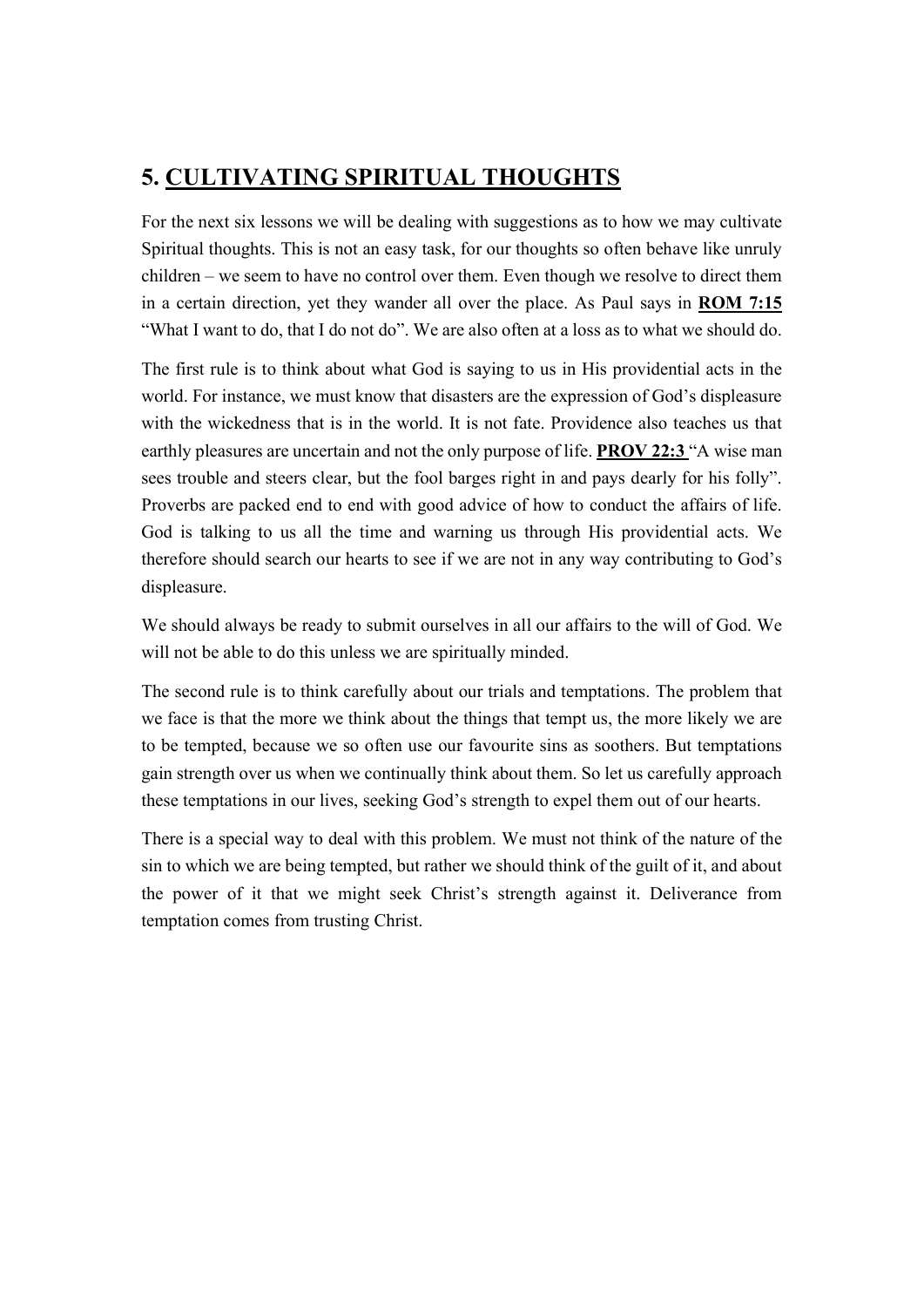## 5. <u>CULTIVATING SPIRITUAL THOUGHTS</u>

For the next six lessons we will be dealing with suggestions as to how we may cultivate Spiritual thoughts. This is not an easy task, for our thoughts so often behave like unruly children – we seem to have no control over them. Even though we resolve to direct them in a certain direction, yet they wander all over the place. As Paul says in **<u>ROM 7:15</u>** "What I want to do, that I do not do". We are also often at a loss as to what we should do.

The first rule is to think about what God is saying to us in His providential acts in the world. For instance, we must know that disasters are the expression of God's displeasure with the wickedness that is in the world. It is not fate. Providence also teaches us that earthly pleasures are uncertain and not the only purpose of life. **<u>PROV 22:3</u>** "A wise man sees trouble and steers clear, but the fool barges right in and pays dearly for his folly". Proverbs are packed end to end with good advice of how to conduct the affairs of life. God is talking to us all the time and warning us through His providential acts. We therefore should search our hearts to see if we are not in any way contributing to God's displeasure.

We should always be ready to submit ourselves in all our affairs to the will of God. We will not be able to do this unless we are spiritually minded.

The second rule is to think carefully about our trials and temptations. The problem that we face is that the more we think about the things that tempt us, the more likely we are to be tempted, because we so often use our favourite sins as soothers. But temptations gain strength over us when we continually think about them. So let us carefully approach these temptations in our lives, seeking God's strength to expel them out of our hearts.

There is a special way to deal with this problem. We must not think of the nature of the sin to which we are being tempted, but rather we should think of the guilt of it, and about the power of it that we might seek Christ's strength against it. Deliverance from temptation comes from trusting Christ.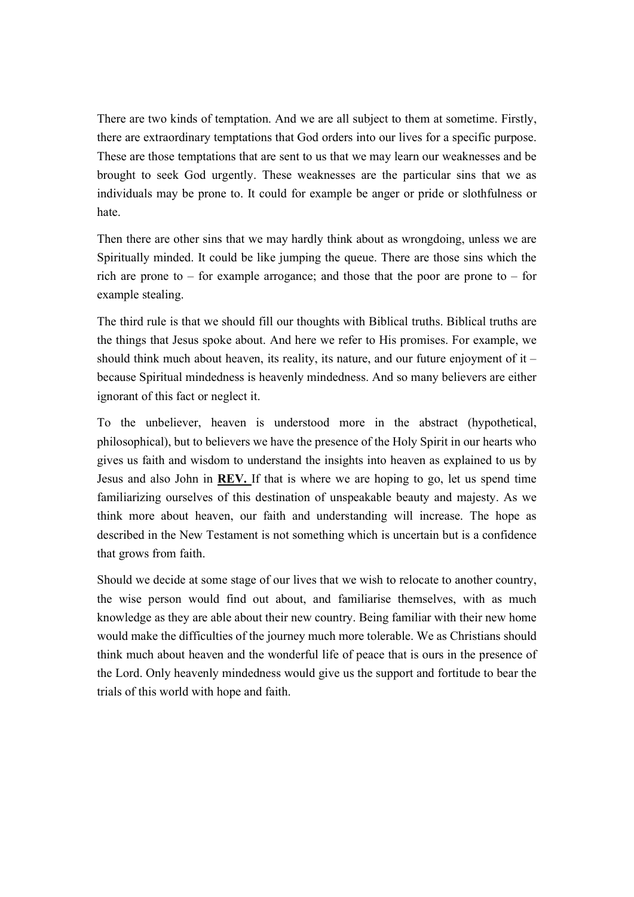There are two kinds of temptation. And we are all subject to them at sometime. Firstly, there are extraordinary temptations that God orders into our lives for a specific purpose. These are those temptations that are sent to us that we may learn our weaknesses and be brought to seek God urgently. These weaknesses are the particular sins that we as individuals may be prone to. It could for example be anger or pride or slothfulness or hate.

Then there are other sins that we may hardly think about as wrongdoing, unless we are Spiritually minded. It could be like jumping the queue. There are those sins which the rich are prone to – for example arrogance; and those that the poor are prone to – for example stealing.

The third rule is that we should fill our thoughts with Biblical truths. Biblical truths are the things that Jesus spoke about. And here we refer to His promises. For example, we should think much about heaven, its reality, its nature, and our future enjoyment of it – because Spiritual mindedness is heavenly mindedness. And so many believers are either ignorant of this fact or neglect it.

To the unbeliever, heaven is understood more in the abstract (hypothetical, philosophical), but to believers we have the presence of the Holy Spirit in our hearts who gives us faith and wisdom to understand the insights into heaven as explained to us by Jesus and also John in **REV.** If that is where we are hoping to go, let us spend time familiarizing ourselves of this destination of unspeakable beauty and majesty. As we think more about heaven, our faith and understanding will increase. The hope as described in the New Testament is not something which is uncertain but is a confidence that grows from faith.

Should we decide at some stage of our lives that we wish to relocate to another country, the wise person would find out about, and familiarise themselves, with as much knowledge as they are able about their new country. Being familiar with their new home would make the difficulties of the journey much more tolerable. We as Christians should think much about heaven and the wonderful life of peace that is ours in the presence of the Lord. Only heavenly mindedness would give us the support and fortitude to bear the trials of this world with hope and faith.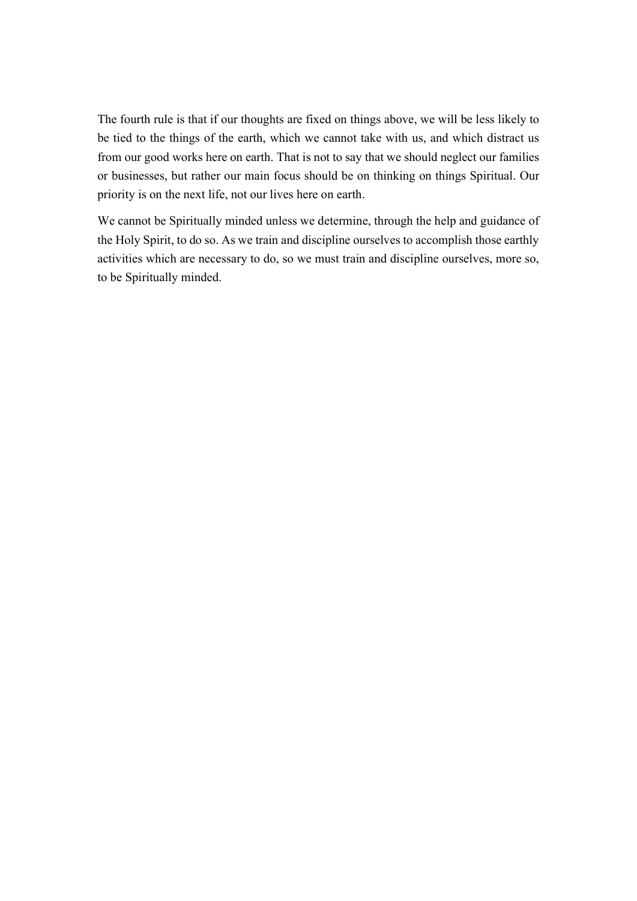The fourth rule is that if our thoughts are fixed on things above, we will be less likely to be tied to the things of the earth, which we cannot take with us, and which distract us from our good works here on earth. That is not to say that we should neglect our families or businesses, but rather our main focus should be on thinking on things Spiritual. Our priority is on the next life, not our lives here on earth.

We cannot be Spiritually minded unless we determine, through the help and guidance of the Holy Spirit, to do so. As we train and discipline ourselves to accomplish those earthly activities which are necessary to do, so we must train and discipline ourselves, more so, to be Spiritually minded.